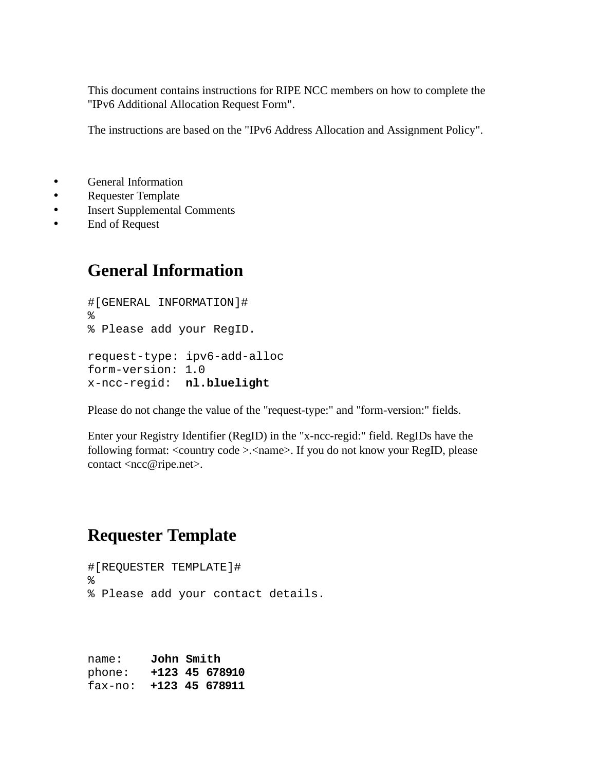This document contains instructions for RIPE NCC members on how to complete the "IPv6 Additional Allocation Request Form".

The instructions are based on the "IPv6 Address Allocation and Assignment Policy".

- General Information
- Requester Template
- Insert Supplemental Comments
- End of Request

## General Information

```
#[GENERAL INFORMATION]#
%
% Please add your RegID.

request-type: ipv6-add-alloc
form-version: 1.0
x-ncc-regid:  nl.bluelight
```

Please do not change the value of the "request-type:" and "form-version:" fields.

Enter your Registry Identifier (RegID) in the "x-ncc-regid:" field. RegIDs have the following format: <country code >.<name>. If you do not know your RegID, please contact <ncc@ripe.net>.

## Requester Template

```
#[REQUESTER TEMPLATE]#
%
% Please add your contact details.



name:    John Smith
phone:   +123 45 678910
fax-no:  +123 45 678911
```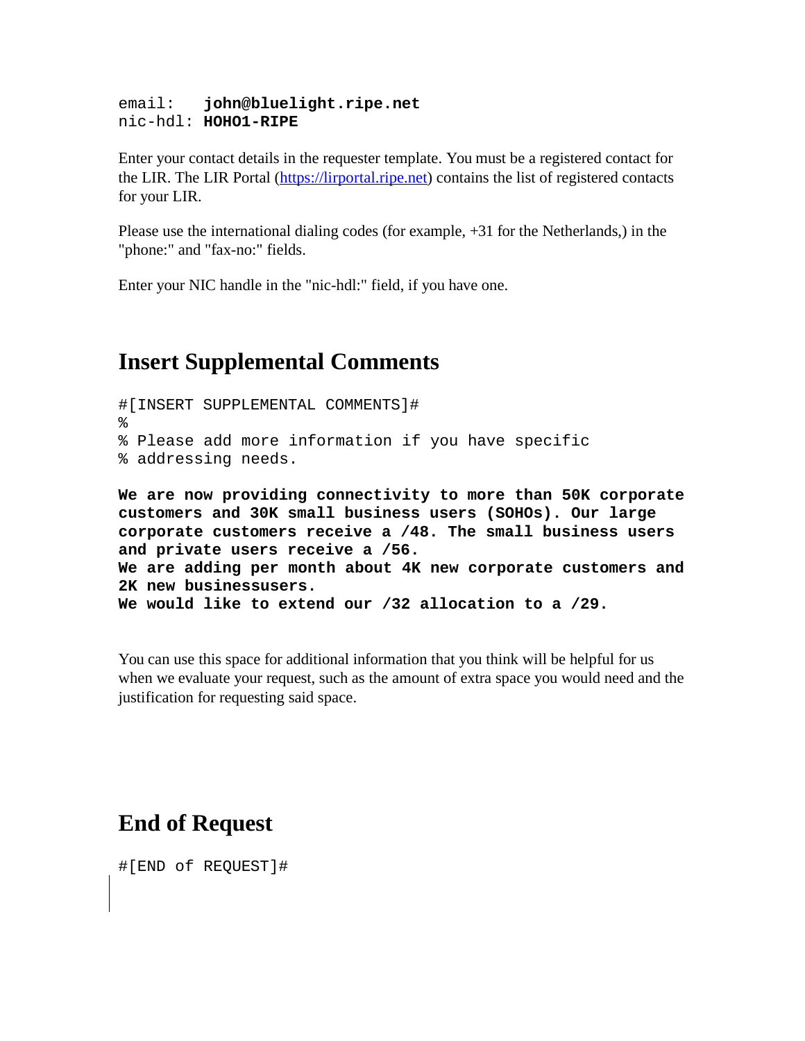```
email:   john@bluelight.ripe.net
nic-hdl: HOHO1-RIPE
```

Enter your contact details in the requester template. You must be a registered contact for the LIR. The LIR Portal (https://lirportal.ripe.net) contains the list of registered contacts for your LIR.

Please use the international dialing codes (for example, +31 for the Netherlands,) in the "phone:" and "fax-no:" fields.

Enter your NIC handle in the "nic-hdl:" field, if you have one.

## Insert Supplemental Comments

```
#[INSERT SUPPLEMENTAL COMMENTS]#
%
% Please add more information if you have specific
% addressing needs.

We are now providing connectivity to more than 50K corporate
customers and 30K small business users (SOHOs). Our large
corporate customers receive a /48. The small business users
and private users receive a /56.
We are adding per month about 4K new corporate customers and
2K new businessusers.
We would like to extend our /32 allocation to a /29.
```

You can use this space for additional information that you think will be helpful for us when we evaluate your request, such as the amount of extra space you would need and the justification for requesting said space.

## End of Request

```
#[END of REQUEST]#
```